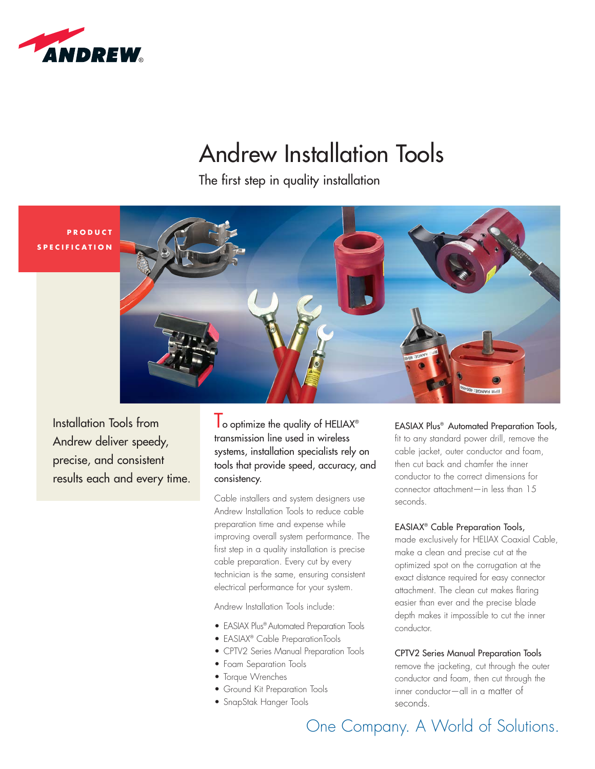# Andrew Installation Tools

The first step in quality installation

**PRODUCT SPECIFICATION**

Installation Tools from Andrew deliver speedy, precise, and consistent results each and every time.

To optimize the quality of HELIAX® transmission line used in wireless systems, installation specialists rely on tools that provide speed, accuracy, and consistency.

Cable installers and system designers use Andrew Installation Tools to reduce cable preparation time and expense while improving overall system performance. The first step in a quality installation is precise cable preparation. Every cut by every technician is the same, ensuring consistent electrical performance for your system.

Andrew Installation Tools include:

- EASIAX Plus® Automated Preparation Tools
- EASIAX® Cable PreparationTools
- CPTV2 Series Manual Preparation Tools
- Foam Separation Tools
- Torque Wrenches
- Ground Kit Preparation Tools
- SnapStak Hanger Tools

EASIAX Plus® Automated Preparation Tools, fit to any standard power drill, remove the cable jacket, outer conductor and foam, then cut back and chamfer the inner conductor to the correct dimensions for connector attachment—in less than 15 seconds.

EASIAX® Cable Preparation Tools, made exclusively for HELIAX Coaxial Cable, make a clean and precise cut at the optimized spot on the corrugation at the exact distance required for easy connector attachment. The clean cut makes flaring easier than ever and the precise blade depth makes it impossible to cut the inner conductor.

CPTV2 Series Manual Preparation Tools remove the jacketing, cut through the outer conductor and foam, then cut through the inner conductor—all in a matter of seconds.

One Company. A World of Solutions.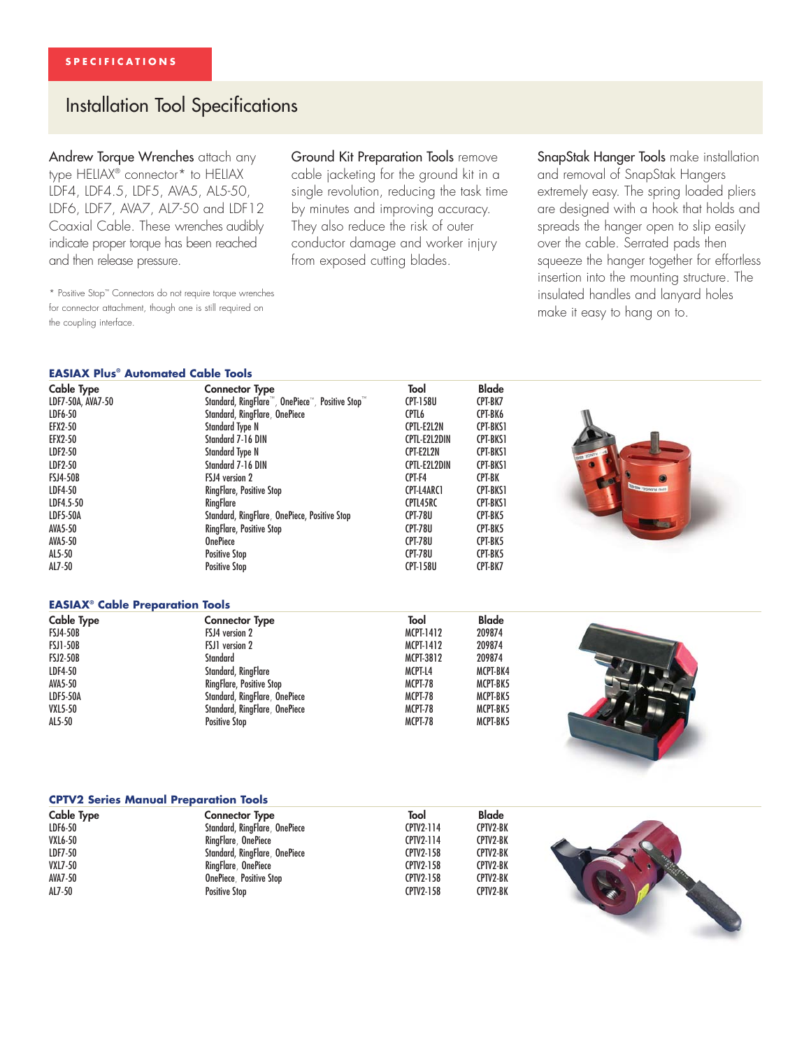SPECIFICATIONS

# Installation Tool Specifications

**Andrew Torque Wrenches** attach any type HELIAX® connector* to HELIAX LDF4, LDF4.5, LDF5, AVA5, AL5-50, LDF6, LDF7, AVA7, AL7-50 and LDF12 Coaxial Cable. These wrenches audibly indicate proper torque has been reached and then release pressure.

* Positive Stop™ Connectors do not require torque wrenches for connector attachment, though one is still required on the coupling interface.

**Ground Kit Preparation Tools** remove cable jacketing for the ground kit in a single revolution, reducing the task time by minutes and improving accuracy. They also reduce the risk of outer conductor damage and worker injury from exposed cutting blades.

**SnapStak Hanger Tools** make installation and removal of SnapStak Hangers extremely easy. The spring loaded pliers are designed with a hook that holds and spreads the hanger open to slip easily over the cable. Serrated pads then squeeze the hanger together for effortless insertion into the mounting structure. The insulated handles and lanyard holes make it easy to hang on to.

## EASIAX Plus® Automated Cable Tools

| Cable Type | Connector Type | Tool | Blade |
|---|---|---|---|
| LDF7-50A, AVA7-50 | Standard, RingFlare™, OnePiece™, Positive Stop™ | CPT-158U | CPT-BK7 |
| LDF6-50 | Standard, RingFlare, OnePiece | CPTL6 | CPT-BK6 |
| EFX2-50 | Standard Type N | CPTL-E2L2N | CPT-BKS1 |
| EFX2-50 | Standard 7-16 DIN | CPTL-E2L2DIN | CPT-BKS1 |
| LDF2-50 | Standard Type N | CPT-E2L2N | CPT-BKS1 |
| LDF2-50 | Standard 7-16 DIN | CPT-E2L2DIN | CPT-BKS1 |
| FSJ4-50B | FSJ4 version 2 | CPT-F4 | CPT-BK |
| LDF4-50 | RingFlare, Positive Stop | CPT-L4ARC1 | CPT-BKS1 |
| LDF4.5-50 | RingFlare | CPTL45RC | CPT-BKS1 |
| LDF5-50A | Standard, RingFlare, OnePiece, Positive Stop | CPT-78U | CPT-BK5 |
| AVA5-50 | RingFlare, Positive Stop | CPT-78U | CPT-BK5 |
| AVA5-50 | OnePiece | CPT-78U | CPT-BK5 |
| AL5-50 | Positive Stop | CPT-78U | CPT-BK5 |
| AL7-50 | Positive Stop | CPT-158U | CPT-BK7 |

## EASIAX® Cable Preparation Tools

| Cable Type | Connector Type | Tool | Blade |
|---|---|---|---|
| FSJ4-50B | FSJ4 version 2 | MCPT-1412 | 209874 |
| FSJ1-50B | FSJ1 version 2 | MCPT-1412 | 209874 |
| FSJ2-50B | Standard | MCPT-3812 | 209874 |
| LDF4-50 | Standard, RingFlare | MCPT-L4 | MCPT-BK4 |
| AVA5-50 | RingFlare, Positive Stop | MCPT-78 | MCPT-BK5 |
| LDF5-50A | Standard, RingFlare, OnePiece | MCPT-78 | MCPT-BK5 |
| VXL5-50 | Standard, RingFlare, OnePiece | MCPT-78 | MCPT-BK5 |
| AL5-50 | Positive Stop | MCPT-78 | MCPT-BK5 |

## CPTV2 Series Manual Preparation Tools

| Cable Type | Connector Type | Tool | Blade |
|---|---|---|---|
| LDF6-50 | Standard, RingFlare, OnePiece | CPTV2-114 | CPTV2-BK |
| VXL6-50 | RingFlare, OnePiece | CPTV2-114 | CPTV2-BK |
| LDF7-50 | Standard, RingFlare, OnePiece | CPTV2-158 | CPTV2-BK |
| VXL7-50 | RingFlare, OnePiece | CPTV2-158 | CPTV2-BK |
| AVA7-50 | OnePiece, Positive Stop | CPTV2-158 | CPTV2-BK |
| AL7-50 | Positive Stop | CPTV2-158 | CPTV2-BK |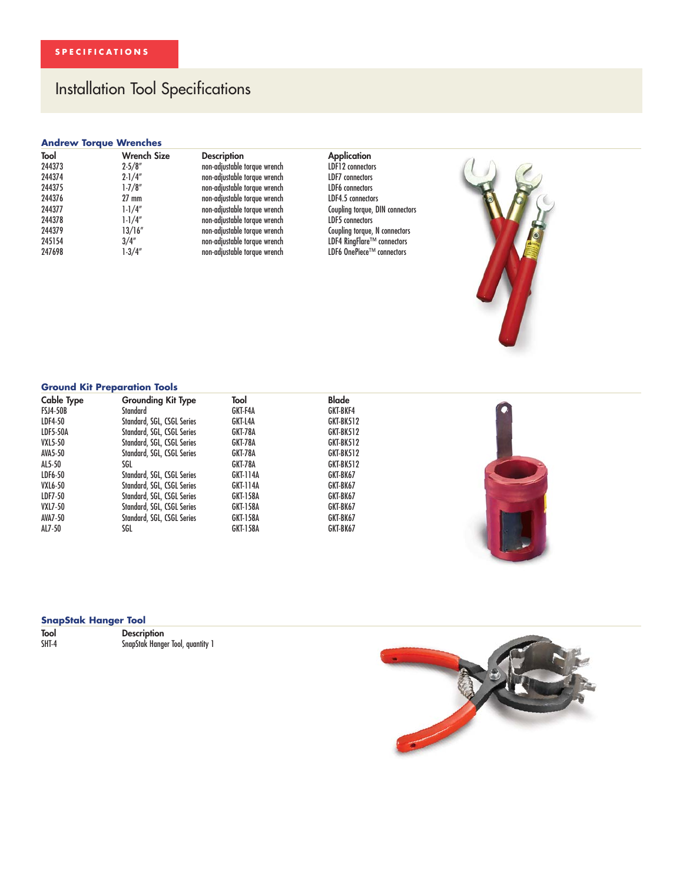SPECIFICATIONS

# Installation Tool Specifications

## Andrew Torque Wrenches

| Tool | Wrench Size | Description | Application |
|---|---|---|---|
| 244373 | 2-5/8″ | non-adjustable torque wrench | LDF12 connectors |
| 244374 | 2-1/4″ | non-adjustable torque wrench | LDF7 connectors |
| 244375 | 1-7/8″ | non-adjustable torque wrench | LDF6 connectors |
| 244376 | 27 mm | non-adjustable torque wrench | LDF4.5 connectors |
| 244377 | 1-1/4″ | non-adjustable torque wrench | Coupling torque, DIN connectors |
| 244378 | 1-1/4″ | non-adjustable torque wrench | LDF5 connectors |
| 244379 | 13/16″ | non-adjustable torque wrench | Coupling torque, N connectors |
| 245154 | 3/4″ | non-adjustable torque wrench | LDF4 RingFlare™ connectors |
| 247698 | 1-3/4″ | non-adjustable torque wrench | LDF6 OnePiece™ connectors |

## Ground Kit Preparation Tools

| Cable Type | Grounding Kit Type | Tool | Blade |
|---|---|---|---|
| FSJ4-50B | Standard | GKT-F4A | GKT-BKF4 |
| LDF4-50 | Standard, SGL, CSGL Series | GKT-L4A | GKT-BK512 |
| LDF5-50A | Standard, SGL, CSGL Series | GKT-78A | GKT-BK512 |
| VXL5-50 | Standard, SGL, CSGL Series | GKT-78A | GKT-BK512 |
| AVA5-50 | Standard, SGL, CSGL Series | GKT-78A | GKT-BK512 |
| AL5-50 | SGL | GKT-78A | GKT-BK512 |
| LDF6-50 | Standard, SGL, CSGL Series | GKT-114A | GKT-BK67 |
| VXL6-50 | Standard, SGL, CSGL Series | GKT-114A | GKT-BK67 |
| LDF7-50 | Standard, SGL, CSGL Series | GKT-158A | GKT-BK67 |
| VXL7-50 | Standard, SGL, CSGL Series | GKT-158A | GKT-BK67 |
| AVA7-50 | Standard, SGL, CSGL Series | GKT-158A | GKT-BK67 |
| AL7-50 | SGL | GKT-158A | GKT-BK67 |

## SnapStak Hanger Tool

| Tool | Description |
|---|---|
| SHT-4 | SnapStak Hanger Tool, quantity 1 |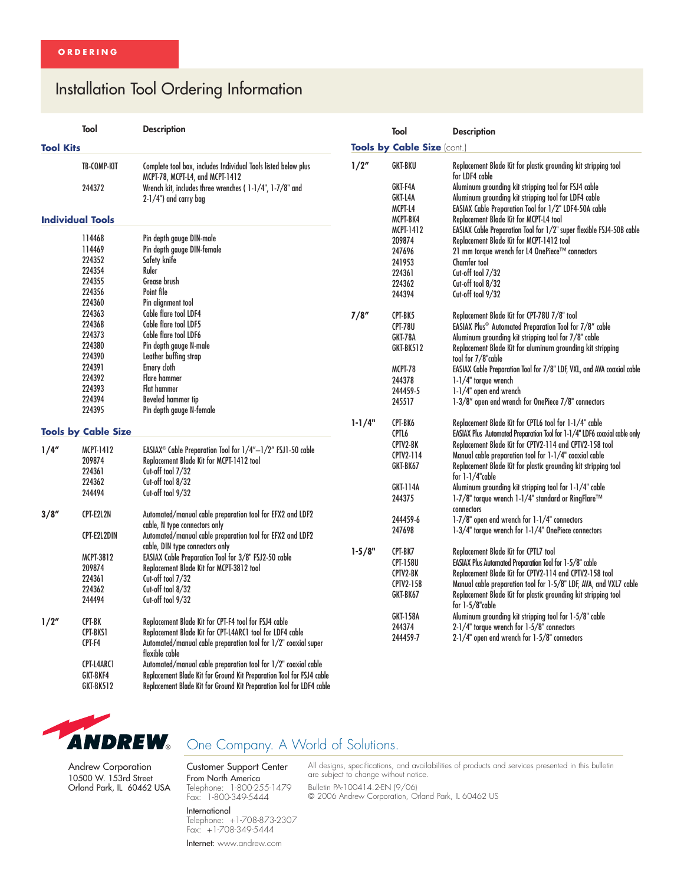ORDERING

# Installation Tool Ordering Information

| | Tool | Description |
|---|---|---|
| **Tool Kits** | | |
| | TB-COMP-KIT | Complete tool box, includes Individual Tools listed below plus MCPT-78, MCPT-L4, and MCPT-1412 |
| | 244372 | Wrench kit, includes three wrenches ( 1-1/4", 1-7/8" and 2-1/4") and carry bag |
| **Individual Tools** | | |
| | 114468 | Pin depth gauge DIN-male |
| | 114469 | Pin depth gauge DIN-female |
| | 224352 | Safety knife |
| | 224354 | Ruler |
| | 224355 | Grease brush |
| | 224356 | Point file |
| | 224360 | Pin alignment tool |
| | 224363 | Cable flare tool LDF4 |
| | 224368 | Cable flare tool LDF5 |
| | 224373 | Cable flare tool LDF6 |
| | 224380 | Pin depth gauge N-male |
| | 224390 | Leather buffing strap |
| | 224391 | Emery cloth |
| | 224392 | Flare hammer |
| | 224393 | Flat hammer |
| | 224394 | Beveled hammer tip |
| | 224395 | Pin depth gauge N-female |
| **Tools by Cable Size** | | |
| 1/4″ | MCPT-1412 | EASIAX® Cable Preparation Tool for 1/4″–1/2″ FSJ1-50 cable |
| | 209874 | Replacement Blade Kit for MCPT-1412 tool |
| | 224361 | Cut-off tool 7/32 |
| | 224362 | Cut-off tool 8/32 |
| | 244494 | Cut-off tool 9/32 |
| 3/8″ | CPT-E2L2N | Automated/manual cable preparation tool for EFX2 and LDF2 cable, N type connectors only |
| | CPT-E2L2DIN | Automated/manual cable preparation tool for EFX2 and LDF2 cable, DIN type connectors only |
| | MCPT-3812 | EASIAX Cable Preparation Tool for 3/8" FSJ2-50 cable |
| | 209874 | Replacement Blade Kit for MCPT-3812 tool |
| | 224361 | Cut-off tool 7/32 |
| | 224362 | Cut-off tool 8/32 |
| | 244494 | Cut-off tool 9/32 |
| 1/2″ | CPT-BK | Replacement Blade Kit for CPT-F4 tool for FSJ4 cable |
| | CPT-BKS1 | Replacement Blade Kit for CPT-L4ARC1 tool for LDF4 cable |
| | CPT-F4 | Automated/manual cable preparation tool for 1/2" coaxial super flexible cable |
| | CPT-L4ARC1 | Automated/manual cable preparation tool for 1/2" coaxial cable |
| | GKT-BKF4 | Replacement Blade Kit for Ground Kit Preparation Tool for FSJ4 cable |
| | GKT-BK512 | Replacement Blade Kit for Ground Kit Preparation Tool for LDF4 cable |

| | Tool | Description |
|---|---|---|
| **Tools by Cable Size** (cont.) | | |
| 1/2″ | GKT-BKU | Replacement Blade Kit for plastic grounding kit stripping tool for LDF4 cable |
| | GKT-F4A | Aluminum grounding kit stripping tool for FSJ4 cable |
| | GKT-L4A | Aluminum grounding kit stripping tool for LDF4 cable |
| | MCPT-L4 | EASIAX Cable Preparation Tool for 1/2" LDF4-50A cable |
| | MCPT-BK4 | Replacement Blade Kit for MCPT-L4 tool |
| | MCPT-1412 | EASIAX Cable Preparation Tool for 1/2" super flexible FSJ4-50B cable |
| | 209874 | Replacement Blade Kit for MCPT-1412 tool |
| | 247696 | 21 mm torque wrench for L4 OnePiece™ connectors |
| | 241953 | Chamfer tool |
| | 224361 | Cut-off tool 7/32 |
| | 224362 | Cut-off tool 8/32 |
| | 244394 | Cut-off tool 9/32 |
| 7/8″ | CPT-BK5 | Replacement Blade Kit for CPT-78U 7/8" tool |
| | CPT-78U | EASIAX Plus® Automated Preparation Tool for 7/8" cable |
| | GKT-78A | Aluminum grounding kit stripping tool for 7/8" cable |
| | GKT-BK512 | Replacement Blade Kit for aluminum grounding kit stripping tool for 7/8"cable |
| | MCPT-78 | EASIAX Cable Preparation Tool for 7/8" LDF, VXL, and AVA coaxial cable |
| | 244378 | 1-1/4" torque wrench |
| | 244459-5 | 1-1/4" open end wrench |
| | 245517 | 1-3/8" open end wrench for OnePiece 7/8" connectors |
| 1-1/4" | CPT-BK6 | Replacement Blade Kit for CPTL6 tool for 1-1/4" cable |
| | CPTL6 | EASIAX Plus Automated Preparation Tool for 1-1/4" LDF6 coaxial cable only |
| | CPTV2-BK | Replacement Blade Kit for CPTV2-114 and CPTV2-158 tool |
| | CPTV2-114 | Manual cable preparation tool for 1-1/4" coaxial cable |
| | GKT-BK67 | Replacement Blade Kit for plastic grounding kit stripping tool for 1-1/4"cable |
| | GKT-114A | Aluminum grounding kit stripping tool for 1-1/4" cable |
| | 244375 | 1-7/8" torque wrench 1-1/4" standard or RingFlare™ connectors |
| | 244459-6 | 1-7/8" open end wrench for 1-1/4" connectors |
| | 247698 | 1-3/4" torque wrench for 1-1/4" OnePiece connectors |
| 1-5/8" | CPT-BK7 | Replacement Blade Kit for CPTL7 tool |
| | CPT-158U | EASIAX Plus Automated Preparation Tool for 1-5/8" cable |
| | CPTV2-BK | Replacement Blade Kit for CPTV2-114 and CPTV2-158 tool |
| | CPTV2-158 | Manual cable preparation tool for 1-5/8" LDF, AVA, and VXL7 cable |
| | GKT-BK67 | Replacement Blade Kit for plastic grounding kit stripping tool for 1-5/8"cable |
| | GKT-158A | Aluminum grounding kit stripping tool for 1-5/8" cable |
| | 244374 | 2-1/4" torque wrench for 1-5/8" connectors |
| | 244459-7 | 2-1/4" open end wrench for 1-5/8" connectors |

ANDREW®

One Company. A World of Solutions.

Andrew Corporation
10500 W. 153rd Street
Orland Park, IL 60462 USA

Customer Support Center
From North America
Telephone: 1-800-255-1479
Fax: 1-800-349-5444

International
Telephone: +1-708-873-2307
Fax: +1-708-349-5444

Internet: www.andrew.com

All designs, specifications, and availabilities of products and services presented in this bulletin are subject to change without notice.

Bulletin PA-100414.2-EN (9/06)
© 2006 Andrew Corporation, Orland Park, IL 60462 US